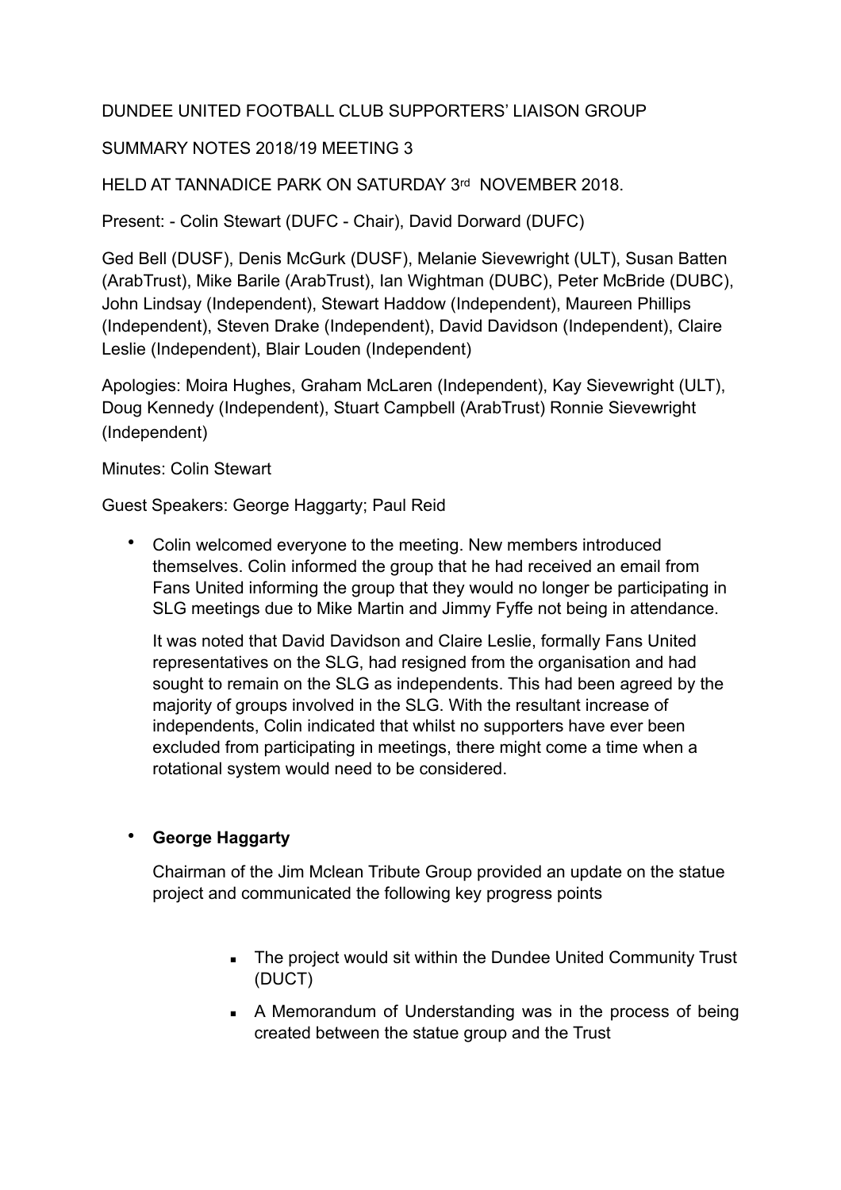DUNDEE UNITED FOOTBALL CLUB SUPPORTERS' LIAISON GROUP

SUMMARY NOTES 2018/19 MEETING 3

HELD AT TANNADICE PARK ON SATURDAY 3rd NOVEMBER 2018.

Present: - Colin Stewart (DUFC - Chair), David Dorward (DUFC)

Ged Bell (DUSF), Denis McGurk (DUSF), Melanie Sievewright (ULT), Susan Batten (ArabTrust), Mike Barile (ArabTrust), Ian Wightman (DUBC), Peter McBride (DUBC), John Lindsay (Independent), Stewart Haddow (Independent), Maureen Phillips (Independent), Steven Drake (Independent), David Davidson (Independent), Claire Leslie (Independent), Blair Louden (Independent)

Apologies: Moira Hughes, Graham McLaren (Independent), Kay Sievewright (ULT), Doug Kennedy (Independent), Stuart Campbell (ArabTrust) Ronnie Sievewright (Independent)

Minutes: Colin Stewart

Guest Speakers: George Haggarty; Paul Reid

- Colin welcomed everyone to the meeting. New members introduced themselves. Colin informed the group that he had received an email from Fans United informing the group that they would no longer be participating in SLG meetings due to Mike Martin and Jimmy Fyffe not being in attendance.

  It was noted that David Davidson and Claire Leslie, formally Fans United representatives on the SLG, had resigned from the organisation and had sought to remain on the SLG as independents. This had been agreed by the majority of groups involved in the SLG. With the resultant increase of independents, Colin indicated that whilst no supporters have ever been excluded from participating in meetings, there might come a time when a rotational system would need to be considered.

- **George Haggarty**

  Chairman of the Jim Mclean Tribute Group provided an update on the statue project and communicated the following key progress points

  - The project would sit within the Dundee United Community Trust (DUCT)
  - A Memorandum of Understanding was in the process of being created between the statue group and the Trust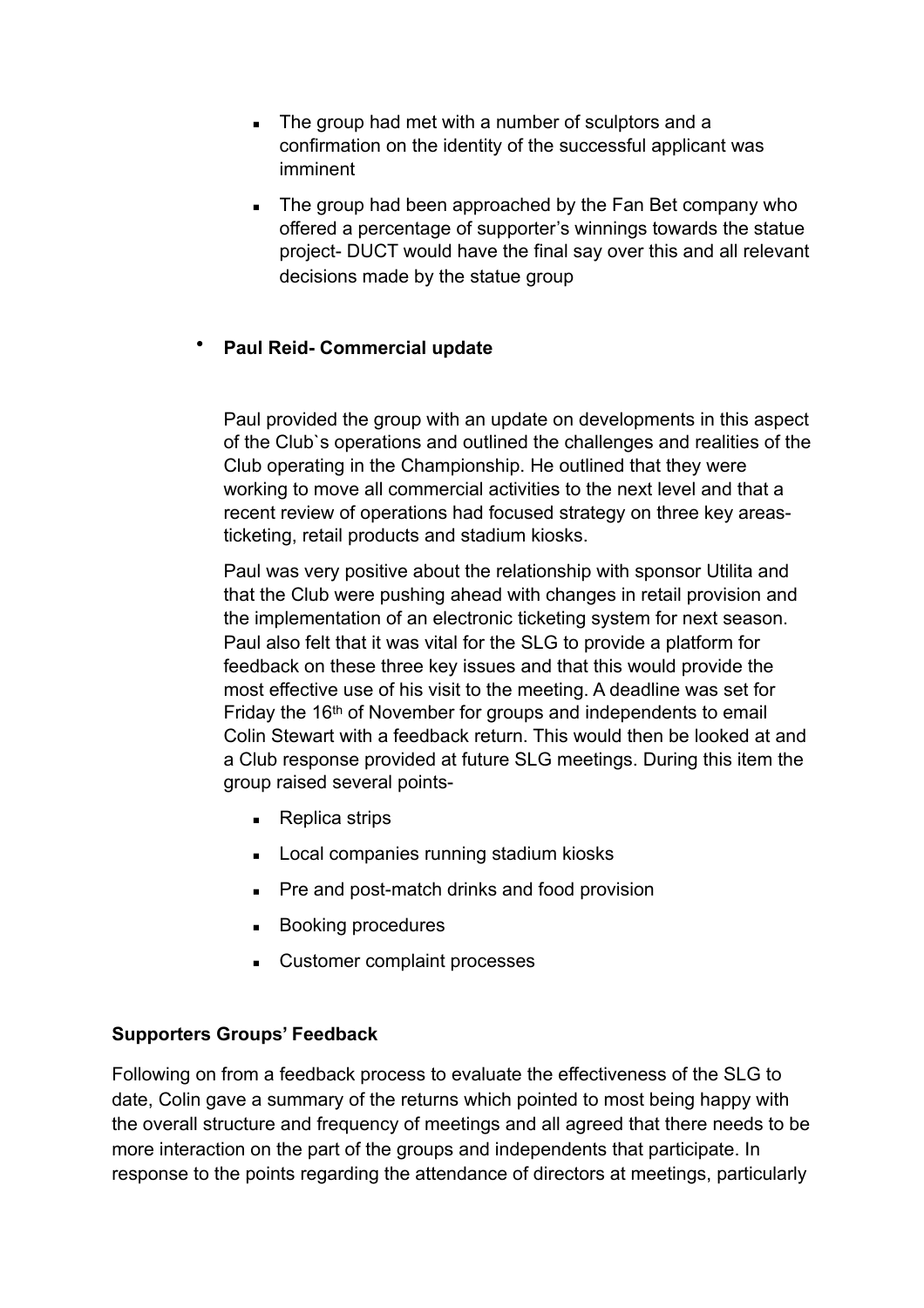- The group had met with a number of sculptors and a confirmation on the identity of the successful applicant was imminent
  - The group had been approached by the Fan Bet company who offered a percentage of supporter's winnings towards the statue project- DUCT would have the final say over this and all relevant decisions made by the statue group

- **Paul Reid- Commercial update**

  Paul provided the group with an update on developments in this aspect of the Club`s operations and outlined the challenges and realities of the Club operating in the Championship. He outlined that they were working to move all commercial activities to the next level and that a recent review of operations had focused strategy on three key areas- ticketing, retail products and stadium kiosks.

  Paul was very positive about the relationship with sponsor Utilita and that the Club were pushing ahead with changes in retail provision and the implementation of an electronic ticketing system for next season. Paul also felt that it was vital for the SLG to provide a platform for feedback on these three key issues and that this would provide the most effective use of his visit to the meeting. A deadline was set for Friday the 16th of November for groups and independents to email Colin Stewart with a feedback return. This would then be looked at and a Club response provided at future SLG meetings. During this item the group raised several points-

  - Replica strips
  - Local companies running stadium kiosks
  - Pre and post-match drinks and food provision
  - Booking procedures
  - Customer complaint processes

**Supporters Groups' Feedback**

Following on from a feedback process to evaluate the effectiveness of the SLG to date, Colin gave a summary of the returns which pointed to most being happy with the overall structure and frequency of meetings and all agreed that there needs to be more interaction on the part of the groups and independents that participate. In response to the points regarding the attendance of directors at meetings, particularly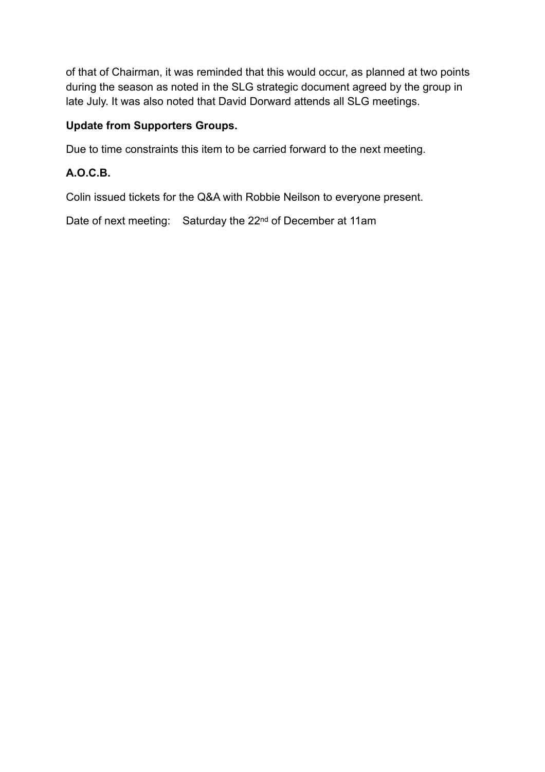of that of Chairman, it was reminded that this would occur, as planned at two points during the season as noted in the SLG strategic document agreed by the group in late July. It was also noted that David Dorward attends all SLG meetings.

**Update from Supporters Groups.**

Due to time constraints this item to be carried forward to the next meeting.

**A.O.C.B.**

Colin issued tickets for the Q&A with Robbie Neilson to everyone present.

Date of next meeting: Saturday the 22nd of December at 11am